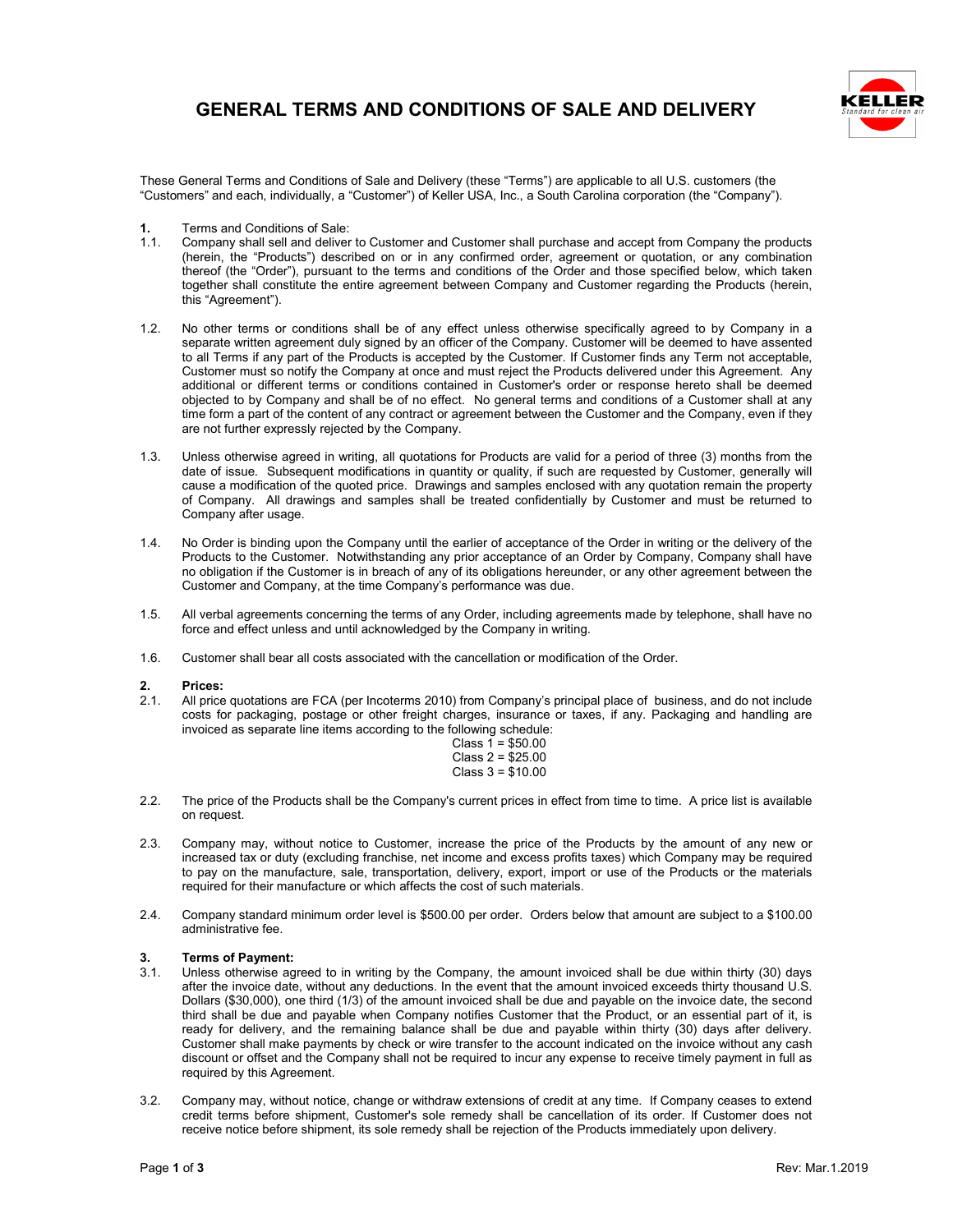# GENERAL TERMS AND CONDITIONS OF SALE AND DELIVERY

These General Terms and Conditions of Sale and Delivery (these "Terms") are applicable to all U.S. customers (the "Customers" and each, individually, a "Customer") of Keller USA, Inc., a South Carolina corporation (the "Company").

**1.** Terms and Conditions of Sale:

1.1. Company shall sell and deliver to Customer and Customer shall purchase and accept from Company the products (herein, the "Products") described on or in any confirmed order, agreement or quotation, or any combination thereof (the "Order"), pursuant to the terms and conditions of the Order and those specified below, which taken together shall constitute the entire agreement between Company and Customer regarding the Products (herein, this "Agreement").

1.2. No other terms or conditions shall be of any effect unless otherwise specifically agreed to by Company in a separate written agreement duly signed by an officer of the Company. Customer will be deemed to have assented to all Terms if any part of the Products is accepted by the Customer. If Customer finds any Term not acceptable, Customer must so notify the Company at once and must reject the Products delivered under this Agreement. Any additional or different terms or conditions contained in Customer's order or response hereto shall be deemed objected to by Company and shall be of no effect. No general terms and conditions of a Customer shall at any time form a part of the content of any contract or agreement between the Customer and the Company, even if they are not further expressly rejected by the Company.

1.3. Unless otherwise agreed in writing, all quotations for Products are valid for a period of three (3) months from the date of issue. Subsequent modifications in quantity or quality, if such are requested by Customer, generally will cause a modification of the quoted price. Drawings and samples enclosed with any quotation remain the property of Company. All drawings and samples shall be treated confidentially by Customer and must be returned to Company after usage.

1.4. No Order is binding upon the Company until the earlier of acceptance of the Order in writing or the delivery of the Products to the Customer. Notwithstanding any prior acceptance of an Order by Company, Company shall have no obligation if the Customer is in breach of any of its obligations hereunder, or any other agreement between the Customer and Company, at the time Company's performance was due.

1.5. All verbal agreements concerning the terms of any Order, including agreements made by telephone, shall have no force and effect unless and until acknowledged by the Company in writing.

1.6. Customer shall bear all costs associated with the cancellation or modification of the Order.

**2. Prices:**

2.1. All price quotations are FCA (per Incoterms 2010) from Company's principal place of business, and do not include costs for packaging, postage or other freight charges, insurance or taxes, if any. Packaging and handling are invoiced as separate line items according to the following schedule:

Class 1 = $50.00
Class 2 = $25.00
Class 3 = $10.00

2.2. The price of the Products shall be the Company's current prices in effect from time to time. A price list is available on request.

2.3. Company may, without notice to Customer, increase the price of the Products by the amount of any new or increased tax or duty (excluding franchise, net income and excess profits taxes) which Company may be required to pay on the manufacture, sale, transportation, delivery, export, import or use of the Products or the materials required for their manufacture or which affects the cost of such materials.

2.4. Company standard minimum order level is $500.00 per order. Orders below that amount are subject to a $100.00 administrative fee.

**3. Terms of Payment:**

3.1. Unless otherwise agreed to in writing by the Company, the amount invoiced shall be due within thirty (30) days after the invoice date, without any deductions. In the event that the amount invoiced exceeds thirty thousand U.S. Dollars ($30,000), one third (1/3) of the amount invoiced shall be due and payable on the invoice date, the second third shall be due and payable when Company notifies Customer that the Product, or an essential part of it, is ready for delivery, and the remaining balance shall be due and payable within thirty (30) days after delivery. Customer shall make payments by check or wire transfer to the account indicated on the invoice without any cash discount or offset and the Company shall not be required to incur any expense to receive timely payment in full as required by this Agreement.

3.2. Company may, without notice, change or withdraw extensions of credit at any time. If Company ceases to extend credit terms before shipment, Customer's sole remedy shall be cancellation of its order. If Customer does not receive notice before shipment, its sole remedy shall be rejection of the Products immediately upon delivery.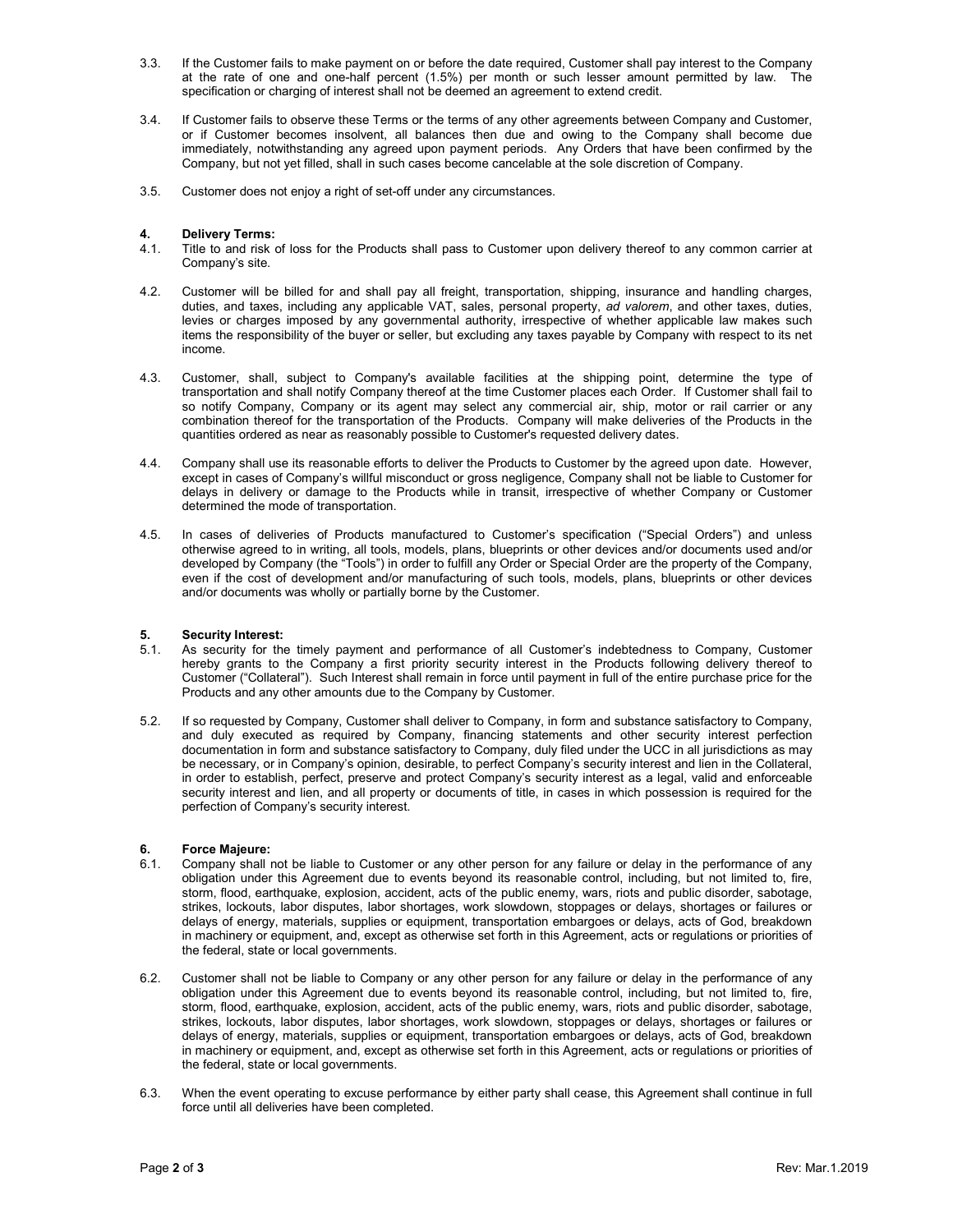3.3. If the Customer fails to make payment on or before the date required, Customer shall pay interest to the Company at the rate of one and one-half percent (1.5%) per month or such lesser amount permitted by law. The specification or charging of interest shall not be deemed an agreement to extend credit.

3.4. If Customer fails to observe these Terms or the terms of any other agreements between Company and Customer, or if Customer becomes insolvent, all balances then due and owing to the Company shall become due immediately, notwithstanding any agreed upon payment periods. Any Orders that have been confirmed by the Company, but not yet filled, shall in such cases become cancelable at the sole discretion of Company.

3.5. Customer does not enjoy a right of set-off under any circumstances.

## 4. Delivery Terms:

4.1. Title to and risk of loss for the Products shall pass to Customer upon delivery thereof to any common carrier at Company's site.

4.2. Customer will be billed for and shall pay all freight, transportation, shipping, insurance and handling charges, duties, and taxes, including any applicable VAT, sales, personal property, *ad valorem*, and other taxes, duties, levies or charges imposed by any governmental authority, irrespective of whether applicable law makes such items the responsibility of the buyer or seller, but excluding any taxes payable by Company with respect to its net income.

4.3. Customer, shall, subject to Company's available facilities at the shipping point, determine the type of transportation and shall notify Company thereof at the time Customer places each Order. If Customer shall fail to so notify Company, Company or its agent may select any commercial air, ship, motor or rail carrier or any combination thereof for the transportation of the Products. Company will make deliveries of the Products in the quantities ordered as near as reasonably possible to Customer's requested delivery dates.

4.4. Company shall use its reasonable efforts to deliver the Products to Customer by the agreed upon date. However, except in cases of Company's willful misconduct or gross negligence, Company shall not be liable to Customer for delays in delivery or damage to the Products while in transit, irrespective of whether Company or Customer determined the mode of transportation.

4.5. In cases of deliveries of Products manufactured to Customer's specification ("Special Orders") and unless otherwise agreed to in writing, all tools, models, plans, blueprints or other devices and/or documents used and/or developed by Company (the "Tools") in order to fulfill any Order or Special Order are the property of the Company, even if the cost of development and/or manufacturing of such tools, models, plans, blueprints or other devices and/or documents was wholly or partially borne by the Customer.

## 5. Security Interest:

5.1. As security for the timely payment and performance of all Customer's indebtedness to Company, Customer hereby grants to the Company a first priority security interest in the Products following delivery thereof to Customer ("Collateral"). Such Interest shall remain in force until payment in full of the entire purchase price for the Products and any other amounts due to the Company by Customer.

5.2. If so requested by Company, Customer shall deliver to Company, in form and substance satisfactory to Company, and duly executed as required by Company, financing statements and other security interest perfection documentation in form and substance satisfactory to Company, duly filed under the UCC in all jurisdictions as may be necessary, or in Company's opinion, desirable, to perfect Company's security interest and lien in the Collateral, in order to establish, perfect, preserve and protect Company's security interest as a legal, valid and enforceable security interest and lien, and all property or documents of title, in cases in which possession is required for the perfection of Company's security interest.

## 6. Force Majeure:

6.1. Company shall not be liable to Customer or any other person for any failure or delay in the performance of any obligation under this Agreement due to events beyond its reasonable control, including, but not limited to, fire, storm, flood, earthquake, explosion, accident, acts of the public enemy, wars, riots and public disorder, sabotage, strikes, lockouts, labor disputes, labor shortages, work slowdown, stoppages or delays, shortages or failures or delays of energy, materials, supplies or equipment, transportation embargoes or delays, acts of God, breakdown in machinery or equipment, and, except as otherwise set forth in this Agreement, acts or regulations or priorities of the federal, state or local governments.

6.2. Customer shall not be liable to Company or any other person for any failure or delay in the performance of any obligation under this Agreement due to events beyond its reasonable control, including, but not limited to, fire, storm, flood, earthquake, explosion, accident, acts of the public enemy, wars, riots and public disorder, sabotage, strikes, lockouts, labor disputes, labor shortages, work slowdown, stoppages or delays, shortages or failures or delays of energy, materials, supplies or equipment, transportation embargoes or delays, acts of God, breakdown in machinery or equipment, and, except as otherwise set forth in this Agreement, acts or regulations or priorities of the federal, state or local governments.

6.3. When the event operating to excuse performance by either party shall cease, this Agreement shall continue in full force until all deliveries have been completed.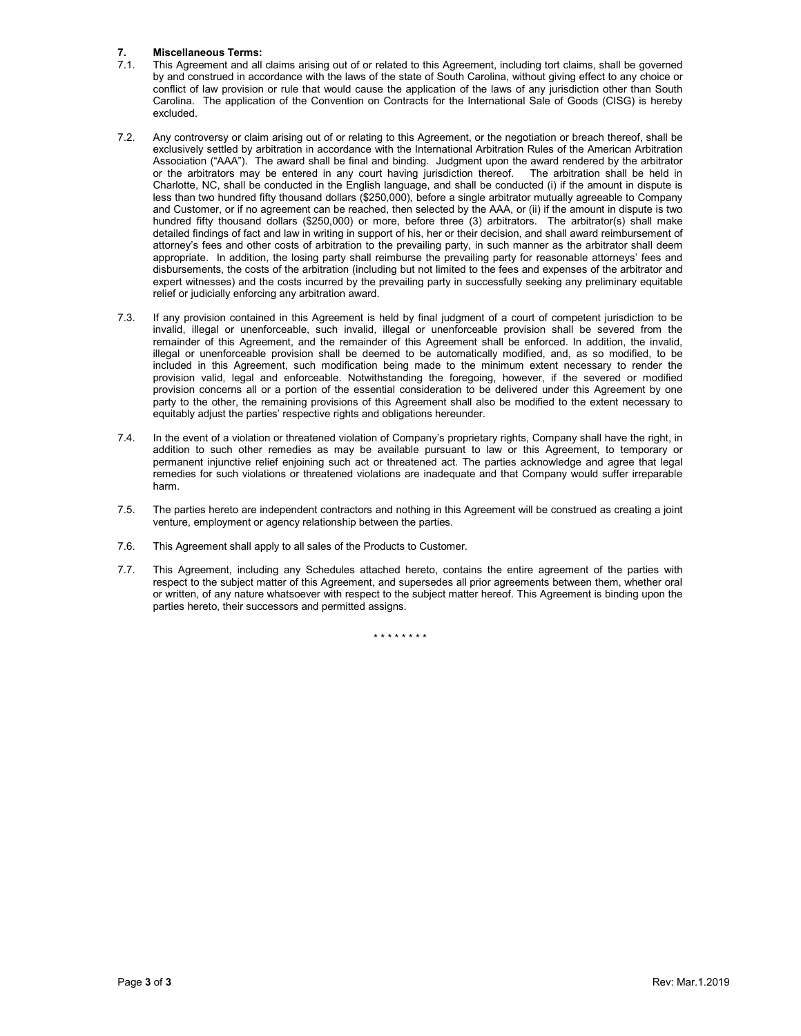**7. Miscellaneous Terms:**

7.1. This Agreement and all claims arising out of or related to this Agreement, including tort claims, shall be governed by and construed in accordance with the laws of the state of South Carolina, without giving effect to any choice or conflict of law provision or rule that would cause the application of the laws of any jurisdiction other than South Carolina. The application of the Convention on Contracts for the International Sale of Goods (CISG) is hereby excluded.

7.2. Any controversy or claim arising out of or relating to this Agreement, or the negotiation or breach thereof, shall be exclusively settled by arbitration in accordance with the International Arbitration Rules of the American Arbitration Association ("AAA"). The award shall be final and binding. Judgment upon the award rendered by the arbitrator or the arbitrators may be entered in any court having jurisdiction thereof. The arbitration shall be held in Charlotte, NC, shall be conducted in the English language, and shall be conducted (i) if the amount in dispute is less than two hundred fifty thousand dollars ($250,000), before a single arbitrator mutually agreeable to Company and Customer, or if no agreement can be reached, then selected by the AAA, or (ii) if the amount in dispute is two hundred fifty thousand dollars ($250,000) or more, before three (3) arbitrators. The arbitrator(s) shall make detailed findings of fact and law in writing in support of his, her or their decision, and shall award reimbursement of attorney's fees and other costs of arbitration to the prevailing party, in such manner as the arbitrator shall deem appropriate. In addition, the losing party shall reimburse the prevailing party for reasonable attorneys' fees and disbursements, the costs of the arbitration (including but not limited to the fees and expenses of the arbitrator and expert witnesses) and the costs incurred by the prevailing party in successfully seeking any preliminary equitable relief or judicially enforcing any arbitration award.

7.3. If any provision contained in this Agreement is held by final judgment of a court of competent jurisdiction to be invalid, illegal or unenforceable, such invalid, illegal or unenforceable provision shall be severed from the remainder of this Agreement, and the remainder of this Agreement shall be enforced. In addition, the invalid, illegal or unenforceable provision shall be deemed to be automatically modified, and, as so modified, to be included in this Agreement, such modification being made to the minimum extent necessary to render the provision valid, legal and enforceable. Notwithstanding the foregoing, however, if the severed or modified provision concerns all or a portion of the essential consideration to be delivered under this Agreement by one party to the other, the remaining provisions of this Agreement shall also be modified to the extent necessary to equitably adjust the parties' respective rights and obligations hereunder.

7.4. In the event of a violation or threatened violation of Company's proprietary rights, Company shall have the right, in addition to such other remedies as may be available pursuant to law or this Agreement, to temporary or permanent injunctive relief enjoining such act or threatened act. The parties acknowledge and agree that legal remedies for such violations or threatened violations are inadequate and that Company would suffer irreparable harm.

7.5. The parties hereto are independent contractors and nothing in this Agreement will be construed as creating a joint venture, employment or agency relationship between the parties.

7.6. This Agreement shall apply to all sales of the Products to Customer.

7.7. This Agreement, including any Schedules attached hereto, contains the entire agreement of the parties with respect to the subject matter of this Agreement, and supersedes all prior agreements between them, whether oral or written, of any nature whatsoever with respect to the subject matter hereof. This Agreement is binding upon the parties hereto, their successors and permitted assigns.

\* \* \* \* \* \* \* \*

Rev: Mar.1.2019